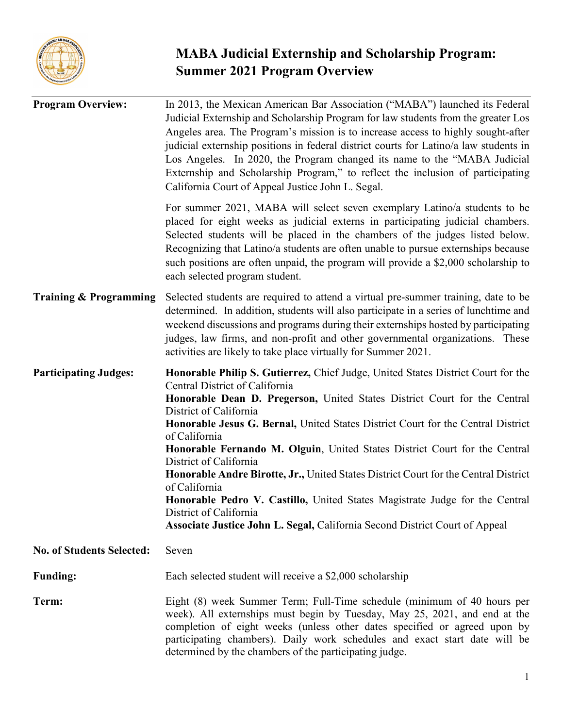# MABA Judicial Externship and Scholarship Program: Summer 2021 Program Overview

**Program Overview:**

In 2013, the Mexican American Bar Association ("MABA") launched its Federal Judicial Externship and Scholarship Program for law students from the greater Los Angeles area. The Program's mission is to increase access to highly sought-after judicial externship positions in federal district courts for Latino/a law students in Los Angeles. In 2020, the Program changed its name to the "MABA Judicial Externship and Scholarship Program," to reflect the inclusion of participating California Court of Appeal Justice John L. Segal.

For summer 2021, MABA will select seven exemplary Latino/a students to be placed for eight weeks as judicial externs in participating judicial chambers. Selected students will be placed in the chambers of the judges listed below. Recognizing that Latino/a students are often unable to pursue externships because such positions are often unpaid, the program will provide a $2,000 scholarship to each selected program student.

**Training & Programming**

Selected students are required to attend a virtual pre-summer training, date to be determined. In addition, students will also participate in a series of lunchtime and weekend discussions and programs during their externships hosted by participating judges, law firms, and non-profit and other governmental organizations. These activities are likely to take place virtually for Summer 2021.

**Participating Judges:**

**Honorable Philip S. Gutierrez,** Chief Judge, United States District Court for the Central District of California
**Honorable Dean D. Pregerson,** United States District Court for the Central District of California
**Honorable Jesus G. Bernal,** United States District Court for the Central District of California
**Honorable Fernando M. Olguin**, United States District Court for the Central District of California
**Honorable Andre Birotte, Jr.,** United States District Court for the Central District of California
**Honorable Pedro V. Castillo,** United States Magistrate Judge for the Central District of California
**Associate Justice John L. Segal,** California Second District Court of Appeal

**No. of Students Selected:** Seven

**Funding:** Each selected student will receive a $2,000 scholarship

**Term:** Eight (8) week Summer Term; Full-Time schedule (minimum of 40 hours per week). All externships must begin by Tuesday, May 25, 2021, and end at the completion of eight weeks (unless other dates specified or agreed upon by participating chambers). Daily work schedules and exact start date will be determined by the chambers of the participating judge.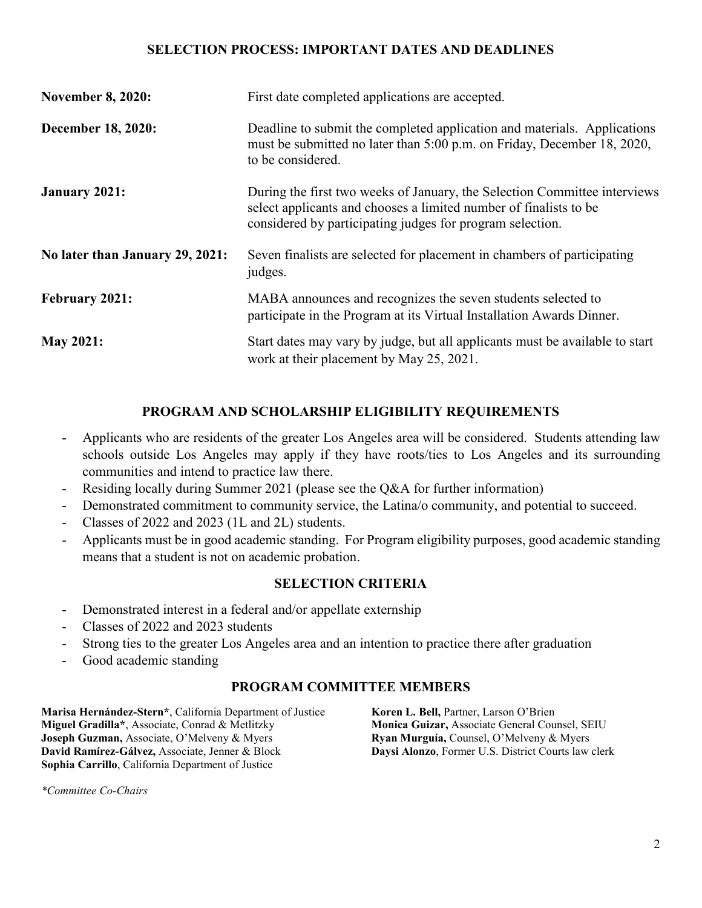## SELECTION PROCESS: IMPORTANT DATES AND DEADLINES

**November 8, 2020:** First date completed applications are accepted.

**December 18, 2020:** Deadline to submit the completed application and materials. Applications must be submitted no later than 5:00 p.m. on Friday, December 18, 2020, to be considered.

**January 2021:** During the first two weeks of January, the Selection Committee interviews select applicants and chooses a limited number of finalists to be considered by participating judges for program selection.

**No later than January 29, 2021:** Seven finalists are selected for placement in chambers of participating judges.

**February 2021:** MABA announces and recognizes the seven students selected to participate in the Program at its Virtual Installation Awards Dinner.

**May 2021:** Start dates may vary by judge, but all applicants must be available to start work at their placement by May 25, 2021.

## PROGRAM AND SCHOLARSHIP ELIGIBILITY REQUIREMENTS

- Applicants who are residents of the greater Los Angeles area will be considered. Students attending law schools outside Los Angeles may apply if they have roots/ties to Los Angeles and its surrounding communities and intend to practice law there.
- Residing locally during Summer 2021 (please see the Q&A for further information)
- Demonstrated commitment to community service, the Latina/o community, and potential to succeed.
- Classes of 2022 and 2023 (1L and 2L) students.
- Applicants must be in good academic standing. For Program eligibility purposes, good academic standing means that a student is not on academic probation.

## SELECTION CRITERIA

- Demonstrated interest in a federal and/or appellate externship
- Classes of 2022 and 2023 students
- Strong ties to the greater Los Angeles area and an intention to practice there after graduation
- Good academic standing

## PROGRAM COMMITTEE MEMBERS

**Marisa Hernández-Stern***, California Department of Justice
**Miguel Gradilla***, Associate, Conrad & Metlitzky
**Joseph Guzman,** Associate, O'Melveny & Myers
**David Ramírez-Gálvez,** Associate, Jenner & Block
**Sophia Carrillo**, California Department of Justice
**Koren L. Bell,** Partner, Larson O'Brien
**Monica Guizar,** Associate General Counsel, SEIU
**Ryan Murguía,** Counsel, O'Melveny & Myers
**Daysi Alonzo**, Former U.S. District Courts law clerk

*\*Committee Co-Chairs*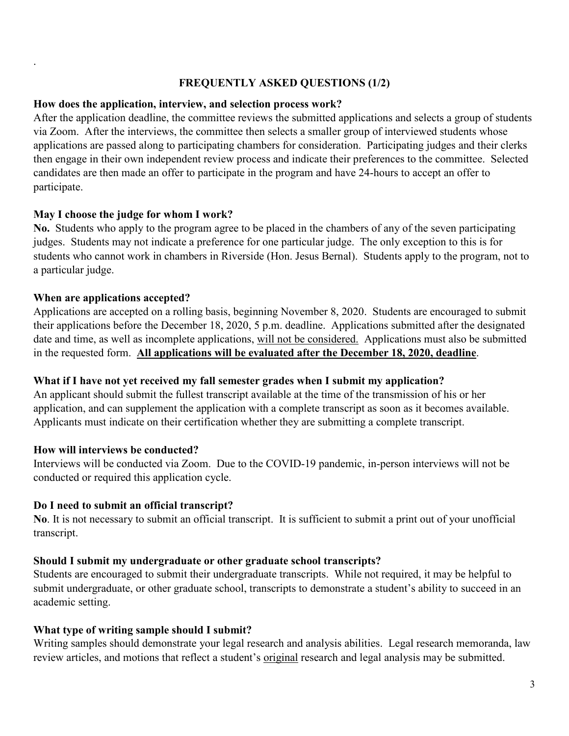## FREQUENTLY ASKED QUESTIONS (1/2)

**How does the application, interview, and selection process work?**

After the application deadline, the committee reviews the submitted applications and selects a group of students via Zoom. After the interviews, the committee then selects a smaller group of interviewed students whose applications are passed along to participating chambers for consideration. Participating judges and their clerks then engage in their own independent review process and indicate their preferences to the committee. Selected candidates are then made an offer to participate in the program and have 24-hours to accept an offer to participate.

**May I choose the judge for whom I work?**

**No.** Students who apply to the program agree to be placed in the chambers of any of the seven participating judges. Students may not indicate a preference for one particular judge. The only exception to this is for students who cannot work in chambers in Riverside (Hon. Jesus Bernal). Students apply to the program, not to a particular judge.

**When are applications accepted?**

Applications are accepted on a rolling basis, beginning November 8, 2020. Students are encouraged to submit their applications before the December 18, 2020, 5 p.m. deadline. Applications submitted after the designated date and time, as well as incomplete applications, <u>will not be considered.</u> Applications must also be submitted in the requested form. <u>**All applications will be evaluated after the December 18, 2020, deadline**</u>.

**What if I have not yet received my fall semester grades when I submit my application?**

An applicant should submit the fullest transcript available at the time of the transmission of his or her application, and can supplement the application with a complete transcript as soon as it becomes available. Applicants must indicate on their certification whether they are submitting a complete transcript.

**How will interviews be conducted?**

Interviews will be conducted via Zoom. Due to the COVID-19 pandemic, in-person interviews will not be conducted or required this application cycle.

**Do I need to submit an official transcript?**

**No**. It is not necessary to submit an official transcript. It is sufficient to submit a print out of your unofficial transcript.

**Should I submit my undergraduate or other graduate school transcripts?**

Students are encouraged to submit their undergraduate transcripts. While not required, it may be helpful to submit undergraduate, or other graduate school, transcripts to demonstrate a student's ability to succeed in an academic setting.

**What type of writing sample should I submit?**

Writing samples should demonstrate your legal research and analysis abilities. Legal research memoranda, law review articles, and motions that reflect a student's <u>original</u> research and legal analysis may be submitted.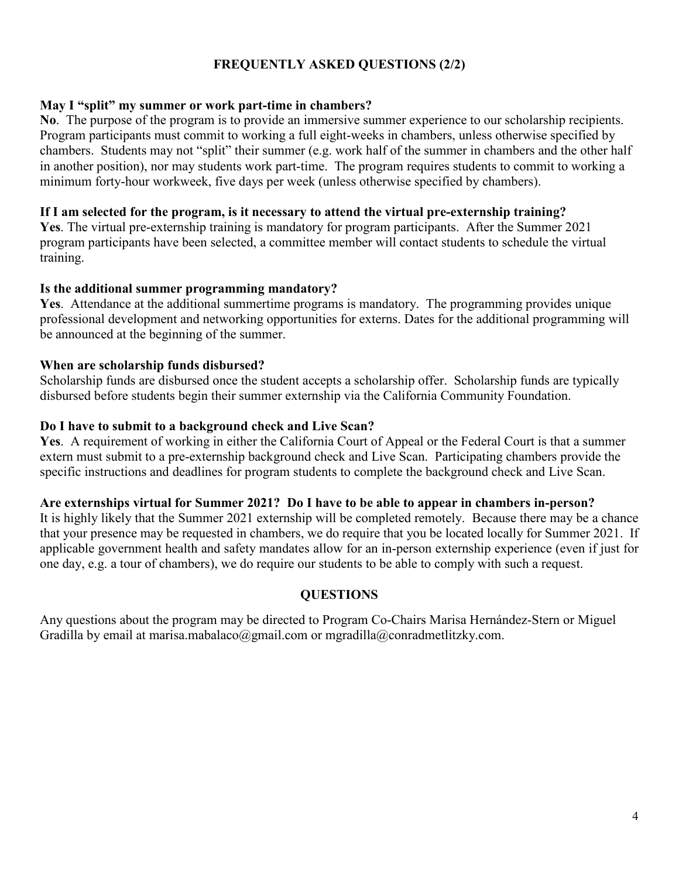## FREQUENTLY ASKED QUESTIONS (2/2)

**May I "split" my summer or work part-time in chambers?**

**No**. The purpose of the program is to provide an immersive summer experience to our scholarship recipients. Program participants must commit to working a full eight-weeks in chambers, unless otherwise specified by chambers. Students may not "split" their summer (e.g. work half of the summer in chambers and the other half in another position), nor may students work part-time. The program requires students to commit to working a minimum forty-hour workweek, five days per week (unless otherwise specified by chambers).

**If I am selected for the program, is it necessary to attend the virtual pre-externship training?**

**Yes**. The virtual pre-externship training is mandatory for program participants. After the Summer 2021 program participants have been selected, a committee member will contact students to schedule the virtual training.

**Is the additional summer programming mandatory?**

**Yes**. Attendance at the additional summertime programs is mandatory. The programming provides unique professional development and networking opportunities for externs. Dates for the additional programming will be announced at the beginning of the summer.

**When are scholarship funds disbursed?**

Scholarship funds are disbursed once the student accepts a scholarship offer. Scholarship funds are typically disbursed before students begin their summer externship via the California Community Foundation.

**Do I have to submit to a background check and Live Scan?**

**Yes**. A requirement of working in either the California Court of Appeal or the Federal Court is that a summer extern must submit to a pre-externship background check and Live Scan. Participating chambers provide the specific instructions and deadlines for program students to complete the background check and Live Scan.

**Are externships virtual for Summer 2021? Do I have to be able to appear in chambers in-person?**

It is highly likely that the Summer 2021 externship will be completed remotely. Because there may be a chance that your presence may be requested in chambers, we do require that you be located locally for Summer 2021. If applicable government health and safety mandates allow for an in-person externship experience (even if just for one day, e.g. a tour of chambers), we do require our students to be able to comply with such a request.

## QUESTIONS

Any questions about the program may be directed to Program Co-Chairs Marisa Hernández-Stern or Miguel Gradilla by email at marisa.mabalaco@gmail.com or mgradilla@conradmetlitzky.com.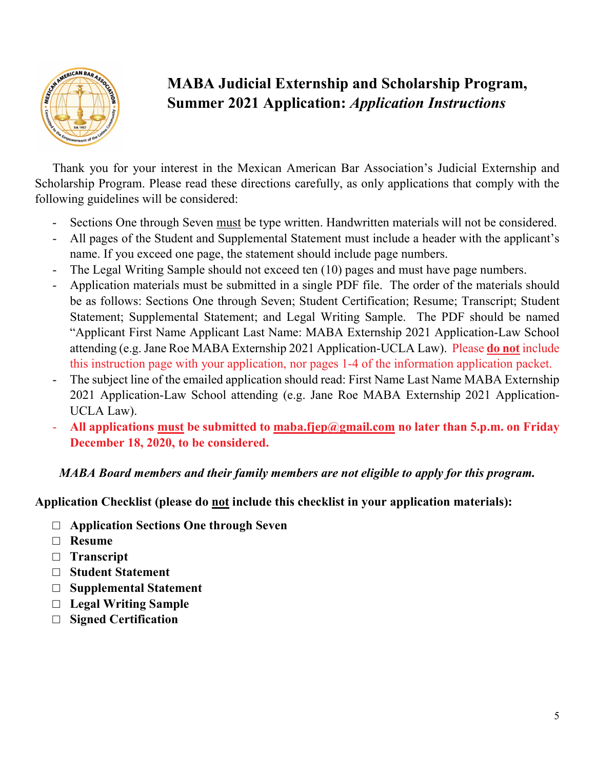# MABA Judicial Externship and Scholarship Program, Summer 2021 Application: *Application Instructions*

Thank you for your interest in the Mexican American Bar Association's Judicial Externship and Scholarship Program. Please read these directions carefully, as only applications that comply with the following guidelines will be considered:

- Sections One through Seven must be type written. Handwritten materials will not be considered.
- All pages of the Student and Supplemental Statement must include a header with the applicant's name. If you exceed one page, the statement should include page numbers.
- The Legal Writing Sample should not exceed ten (10) pages and must have page numbers.
- Application materials must be submitted in a single PDF file. The order of the materials should be as follows: Sections One through Seven; Student Certification; Resume; Transcript; Student Statement; Supplemental Statement; and Legal Writing Sample. The PDF should be named "Applicant First Name Applicant Last Name: MABA Externship 2021 Application-Law School attending (e.g. Jane Roe MABA Externship 2021 Application-UCLA Law). Please **do not** include this instruction page with your application, nor pages 1-4 of the information application packet.
- The subject line of the emailed application should read: First Name Last Name MABA Externship 2021 Application-Law School attending (e.g. Jane Roe MABA Externship 2021 Application-UCLA Law).
- **All applications must be submitted to maba.fjep@gmail.com no later than 5.p.m. on Friday December 18, 2020, to be considered.**

***MABA Board members and their family members are not eligible to apply for this program.***

**Application Checklist (please do not include this checklist in your application materials):**

- ☐ **Application Sections One through Seven**
- ☐ **Resume**
- ☐ **Transcript**
- ☐ **Student Statement**
- ☐ **Supplemental Statement**
- ☐ **Legal Writing Sample**
- ☐ **Signed Certification**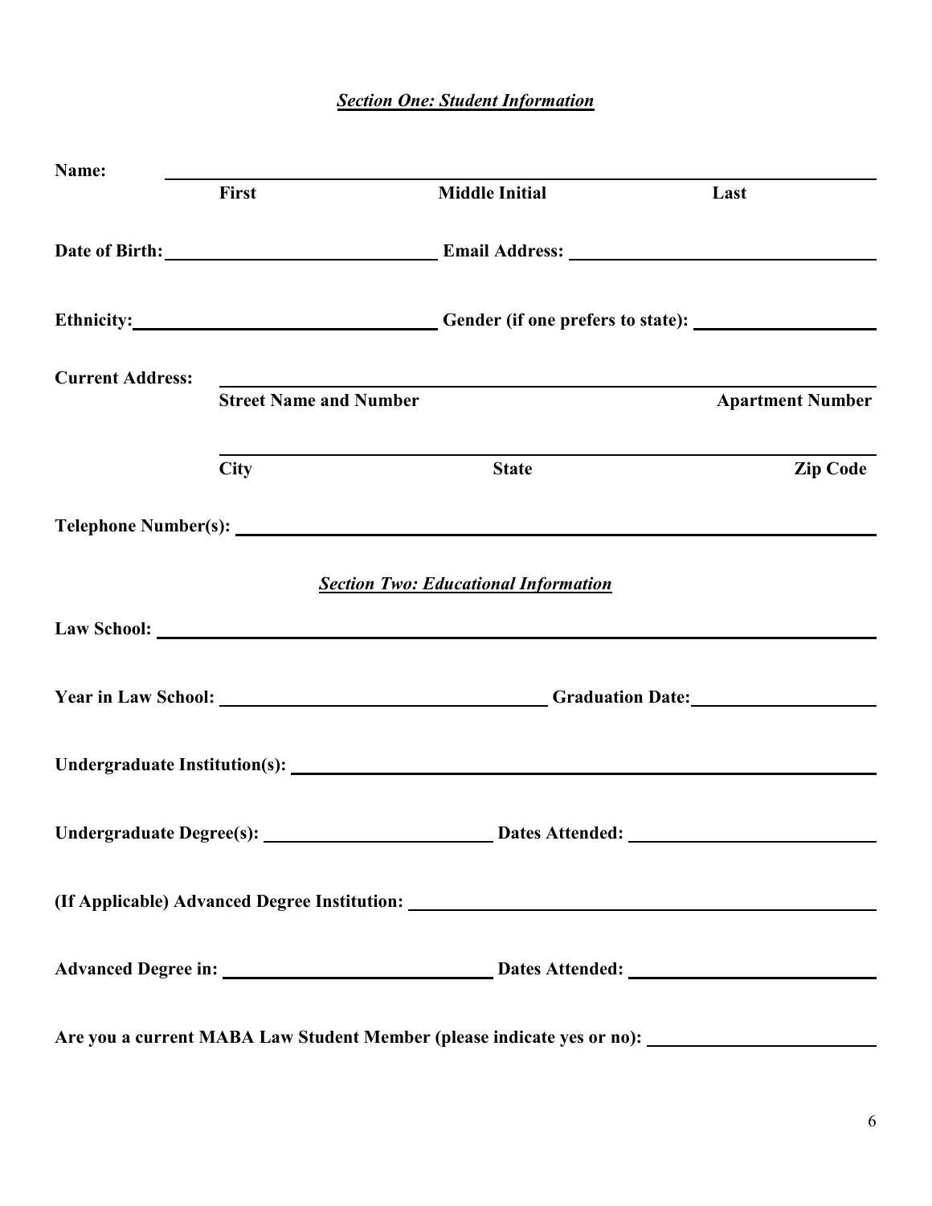***Section One: Student Information***

**Name:** ______________________________________________
**First** **Middle Initial** **Last**

**Date of Birth:** ____________________ **Email Address:** ____________________

**Ethnicity:** ____________________ **Gender (if one prefers to state):** ____________________

**Current Address:** ______________________________________________
**Street Name and Number** **Apartment Number**

______________________________________________
**City** **State** **Zip Code**

**Telephone Number(s):** ______________________________________________

***Section Two: Educational Information***

**Law School:** ______________________________________________

**Year in Law School:** ____________________ **Graduation Date:** ____________________

**Undergraduate Institution(s):** ______________________________________________

**Undergraduate Degree(s):** ____________________ **Dates Attended:** ____________________

**(If Applicable) Advanced Degree Institution:** ______________________________________________

**Advanced Degree in:** ____________________ **Dates Attended:** ____________________

**Are you a current MABA Law Student Member (please indicate yes or no):** ____________________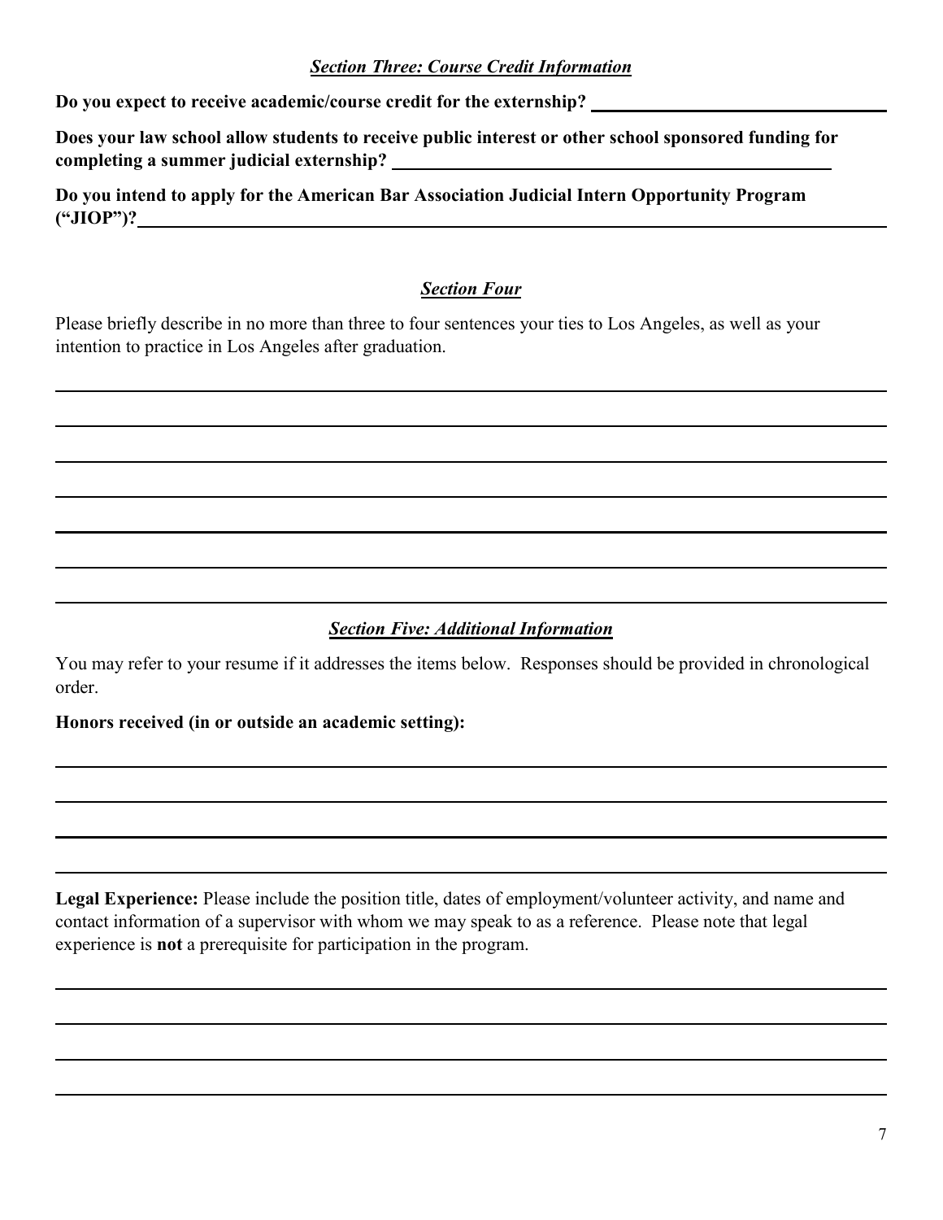## ***Section Three: Course Credit Information***

**Do you expect to receive academic/course credit for the externship?** ______________________________

**Does your law school allow students to receive public interest or other school sponsored funding for completing a summer judicial externship?** ______________________________

**Do you intend to apply for the American Bar Association Judicial Intern Opportunity Program ("JIOP")?** ______________________________

## ***Section Four***

Please briefly describe in no more than three to four sentences your ties to Los Angeles, as well as your intention to practice in Los Angeles after graduation.

______________________________

______________________________

______________________________

______________________________

______________________________

______________________________

______________________________

## ***Section Five: Additional Information***

You may refer to your resume if it addresses the items below. Responses should be provided in chronological order.

**Honors received (in or outside an academic setting):**

______________________________

______________________________

______________________________

______________________________

**Legal Experience:** Please include the position title, dates of employment/volunteer activity, and name and contact information of a supervisor with whom we may speak to as a reference. Please note that legal experience is **not** a prerequisite for participation in the program.

______________________________

______________________________

______________________________

______________________________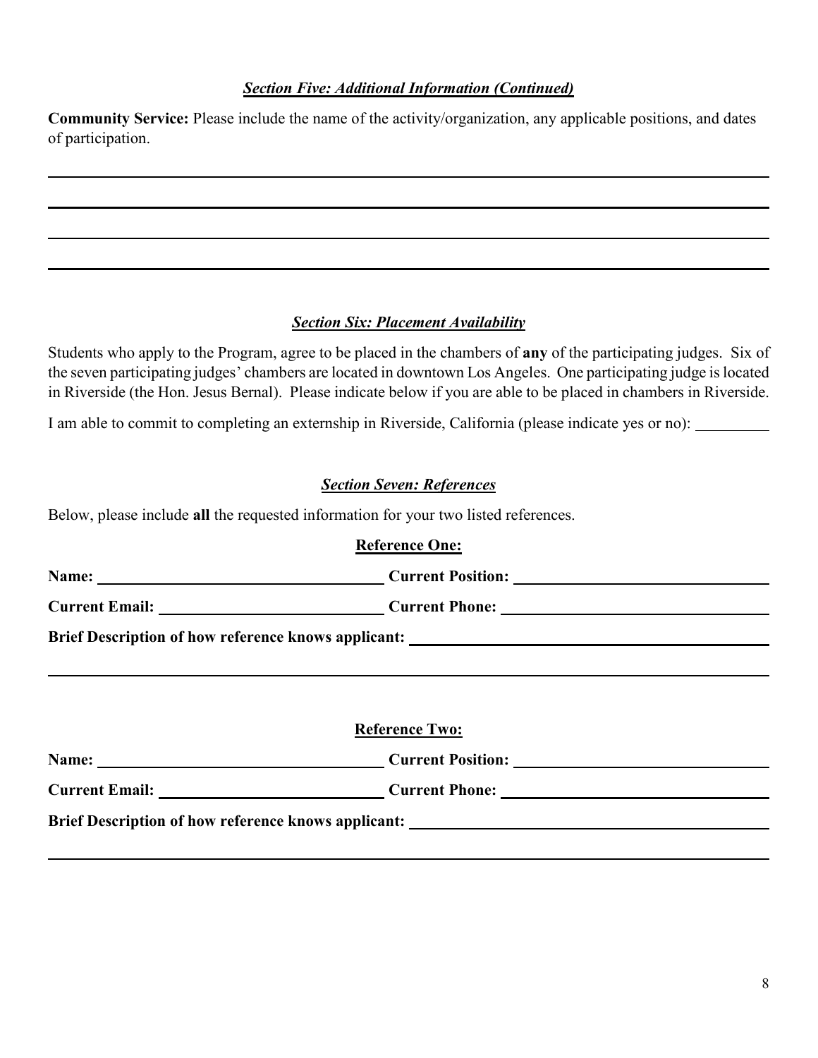### ***Section Five: Additional Information (Continued)***

**Community Service:** Please include the name of the activity/organization, any applicable positions, and dates of participation.

\_\_\_\_\_\_\_\_\_\_\_\_\_\_\_\_\_\_\_\_\_\_\_\_\_\_\_\_\_\_\_\_\_\_\_\_\_\_\_\_\_\_\_\_\_\_\_\_\_\_\_\_\_\_\_\_\_\_\_\_\_\_\_\_\_\_\_\_\_\_\_\_

\_\_\_\_\_\_\_\_\_\_\_\_\_\_\_\_\_\_\_\_\_\_\_\_\_\_\_\_\_\_\_\_\_\_\_\_\_\_\_\_\_\_\_\_\_\_\_\_\_\_\_\_\_\_\_\_\_\_\_\_\_\_\_\_\_\_\_\_\_\_\_\_

\_\_\_\_\_\_\_\_\_\_\_\_\_\_\_\_\_\_\_\_\_\_\_\_\_\_\_\_\_\_\_\_\_\_\_\_\_\_\_\_\_\_\_\_\_\_\_\_\_\_\_\_\_\_\_\_\_\_\_\_\_\_\_\_\_\_\_\_\_\_\_\_

\_\_\_\_\_\_\_\_\_\_\_\_\_\_\_\_\_\_\_\_\_\_\_\_\_\_\_\_\_\_\_\_\_\_\_\_\_\_\_\_\_\_\_\_\_\_\_\_\_\_\_\_\_\_\_\_\_\_\_\_\_\_\_\_\_\_\_\_\_\_\_\_

### ***Section Six: Placement Availability***

Students who apply to the Program, agree to be placed in the chambers of **any** of the participating judges. Six of the seven participating judges' chambers are located in downtown Los Angeles. One participating judge is located in Riverside (the Hon. Jesus Bernal). Please indicate below if you are able to be placed in chambers in Riverside.

I am able to commit to completing an externship in Riverside, California (please indicate yes or no): \_\_\_\_\_\_\_\_\_\_

### ***Section Seven: References***

Below, please include **all** the requested information for your two listed references.

**Reference One:**

**Name:** \_\_\_\_\_\_\_\_\_\_\_\_\_\_\_\_\_\_\_\_\_\_\_\_\_\_\_\_ **Current Position:** \_\_\_\_\_\_\_\_\_\_\_\_\_\_\_\_\_\_\_\_\_\_\_\_\_\_\_\_

**Current Email:** \_\_\_\_\_\_\_\_\_\_\_\_\_\_\_\_\_\_\_\_\_\_\_\_\_\_\_\_ **Current Phone:** \_\_\_\_\_\_\_\_\_\_\_\_\_\_\_\_\_\_\_\_\_\_\_\_\_\_\_\_

**Brief Description of how reference knows applicant:** \_\_\_\_\_\_\_\_\_\_\_\_\_\_\_\_\_\_\_\_\_\_\_\_\_\_\_\_

\_\_\_\_\_\_\_\_\_\_\_\_\_\_\_\_\_\_\_\_\_\_\_\_\_\_\_\_\_\_\_\_\_\_\_\_\_\_\_\_\_\_\_\_\_\_\_\_\_\_\_\_\_\_\_\_\_\_\_\_\_\_\_\_\_\_\_\_\_\_\_\_

**Reference Two:**

**Name:** \_\_\_\_\_\_\_\_\_\_\_\_\_\_\_\_\_\_\_\_\_\_\_\_\_\_\_\_ **Current Position:** \_\_\_\_\_\_\_\_\_\_\_\_\_\_\_\_\_\_\_\_\_\_\_\_\_\_\_\_

**Current Email:** \_\_\_\_\_\_\_\_\_\_\_\_\_\_\_\_\_\_\_\_\_\_\_\_\_\_\_\_ **Current Phone:** \_\_\_\_\_\_\_\_\_\_\_\_\_\_\_\_\_\_\_\_\_\_\_\_\_\_\_\_

**Brief Description of how reference knows applicant:** \_\_\_\_\_\_\_\_\_\_\_\_\_\_\_\_\_\_\_\_\_\_\_\_\_\_\_\_

\_\_\_\_\_\_\_\_\_\_\_\_\_\_\_\_\_\_\_\_\_\_\_\_\_\_\_\_\_\_\_\_\_\_\_\_\_\_\_\_\_\_\_\_\_\_\_\_\_\_\_\_\_\_\_\_\_\_\_\_\_\_\_\_\_\_\_\_\_\_\_\_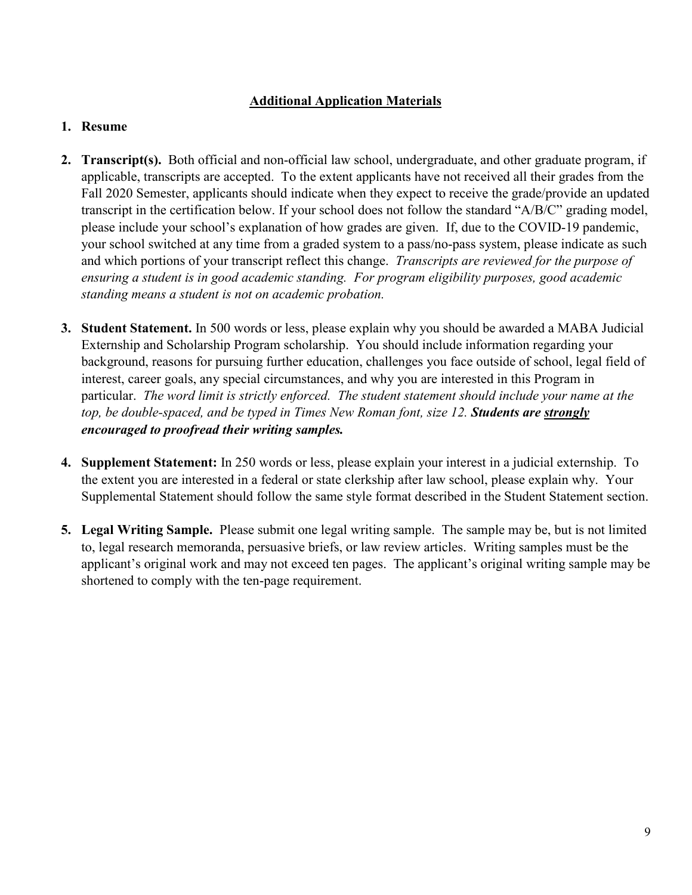## Additional Application Materials

1. **Resume**

2. **Transcript(s).** Both official and non-official law school, undergraduate, and other graduate program, if applicable, transcripts are accepted. To the extent applicants have not received all their grades from the Fall 2020 Semester, applicants should indicate when they expect to receive the grade/provide an updated transcript in the certification below. If your school does not follow the standard "A/B/C" grading model, please include your school's explanation of how grades are given. If, due to the COVID-19 pandemic, your school switched at any time from a graded system to a pass/no-pass system, please indicate as such and which portions of your transcript reflect this change. *Transcripts are reviewed for the purpose of ensuring a student is in good academic standing. For program eligibility purposes, good academic standing means a student is not on academic probation.*

3. **Student Statement.** In 500 words or less, please explain why you should be awarded a MABA Judicial Externship and Scholarship Program scholarship. You should include information regarding your background, reasons for pursuing further education, challenges you face outside of school, legal field of interest, career goals, any special circumstances, and why you are interested in this Program in particular. *The word limit is strictly enforced. The student statement should include your name at the top, be double-spaced, and be typed in Times New Roman font, size 12.* ***Students are <u>strongly</u> encouraged to proofread their writing samples.***

4. **Supplement Statement:** In 250 words or less, please explain your interest in a judicial externship. To the extent you are interested in a federal or state clerkship after law school, please explain why. Your Supplemental Statement should follow the same style format described in the Student Statement section.

5. **Legal Writing Sample.** Please submit one legal writing sample. The sample may be, but is not limited to, legal research memoranda, persuasive briefs, or law review articles. Writing samples must be the applicant's original work and may not exceed ten pages. The applicant's original writing sample may be shortened to comply with the ten-page requirement.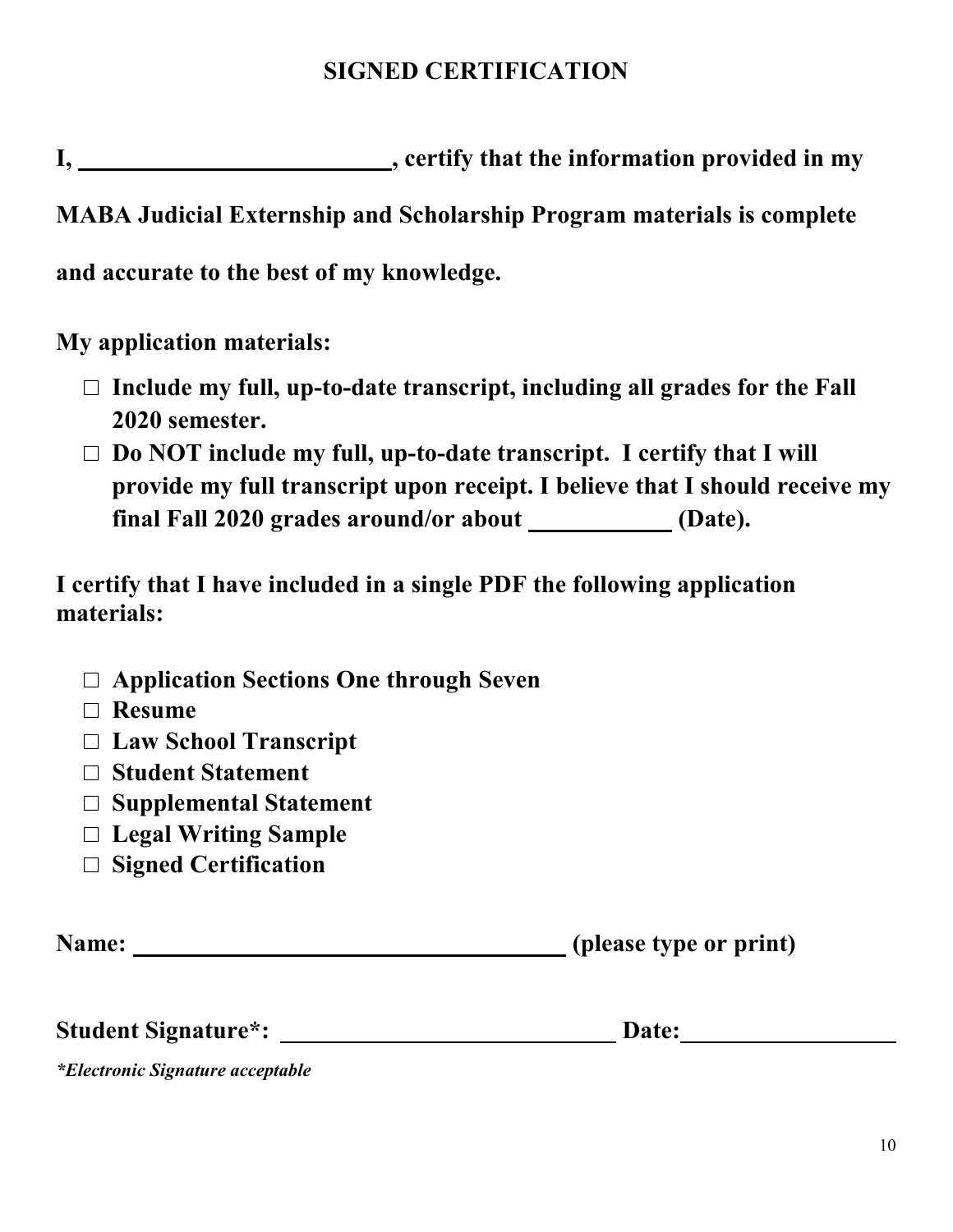## SIGNED CERTIFICATION

**I, \_\_\_\_\_\_\_\_\_\_\_\_\_\_\_\_\_\_\_\_\_\_\_\_\_\_, certify that the information provided in my MABA Judicial Externship and Scholarship Program materials is complete and accurate to the best of my knowledge.**

**My application materials:**

- ☐ **Include my full, up-to-date transcript, including all grades for the Fall 2020 semester.**
- ☐ **Do NOT include my full, up-to-date transcript. I certify that I will provide my full transcript upon receipt. I believe that I should receive my final Fall 2020 grades around/or about \_\_\_\_\_\_\_\_\_\_\_\_ (Date).**

**I certify that I have included in a single PDF the following application materials:**

- ☐ **Application Sections One through Seven**
- ☐ **Resume**
- ☐ **Law School Transcript**
- ☐ **Student Statement**
- ☐ **Supplemental Statement**
- ☐ **Legal Writing Sample**
- ☐ **Signed Certification**

**Name: \_\_\_\_\_\_\_\_\_\_\_\_\_\_\_\_\_\_\_\_\_\_\_\_\_\_\_\_\_\_\_\_\_\_\_\_ (please type or print)**

**Student Signature\*: \_\_\_\_\_\_\_\_\_\_\_\_\_\_\_\_\_\_\_\_\_\_\_\_\_\_\_\_\_\_ Date: \_\_\_\_\_\_\_\_\_\_\_\_\_\_\_\_\_\_**

***Electronic Signature acceptable**